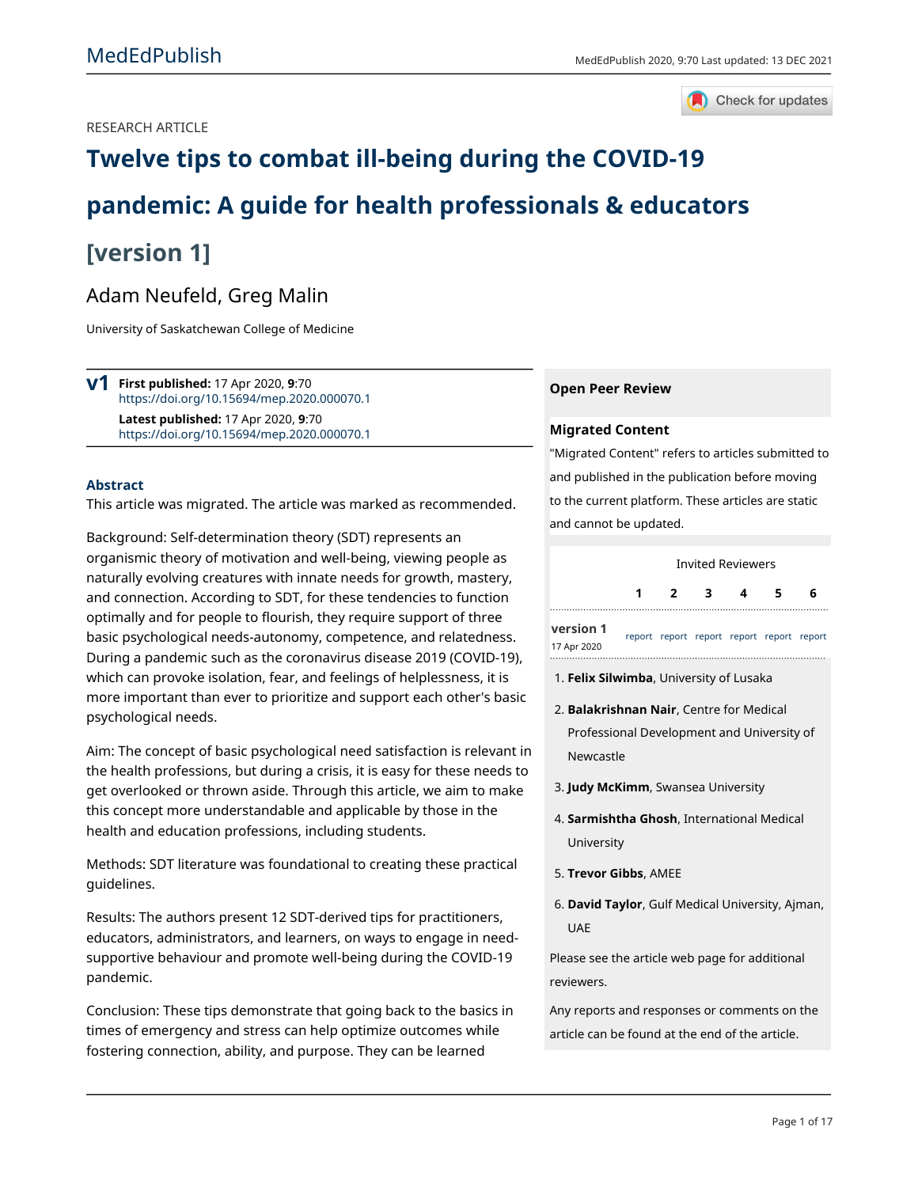RESEARCH ARTICLE

# Twelve tips to combat ill-being during the COVID-19 pandemic: A guide for health professionals & educators [version 1]

Adam Neufeld, Greg Malin

University of Saskatchewan College of Medicine

**v1** **First published:** 17 Apr 2020, **9**:70
https://doi.org/10.15694/mep.2020.000070.1
**Latest published:** 17 Apr 2020, **9**:70
https://doi.org/10.15694/mep.2020.000070.1

## Abstract

This article was migrated. The article was marked as recommended.

Background: Self-determination theory (SDT) represents an organismic theory of motivation and well-being, viewing people as naturally evolving creatures with innate needs for growth, mastery, and connection. According to SDT, for these tendencies to function optimally and for people to flourish, they require support of three basic psychological needs-autonomy, competence, and relatedness. During a pandemic such as the coronavirus disease 2019 (COVID-19), which can provoke isolation, fear, and feelings of helplessness, it is more important than ever to prioritize and support each other's basic psychological needs.

Aim: The concept of basic psychological need satisfaction is relevant in the health professions, but during a crisis, it is easy for these needs to get overlooked or thrown aside. Through this article, we aim to make this concept more understandable and applicable by those in the health and education professions, including students.

Methods: SDT literature was foundational to creating these practical guidelines.

Results: The authors present 12 SDT-derived tips for practitioners, educators, administrators, and learners, on ways to engage in need-supportive behaviour and promote well-being during the COVID-19 pandemic.

Conclusion: These tips demonstrate that going back to the basics in times of emergency and stress can help optimize outcomes while fostering connection, ability, and purpose. They can be learned

**Open Peer Review**

**Migrated Content**

"Migrated Content" refers to articles submitted to and published in the publication before moving to the current platform. These articles are static and cannot be updated.

| | Invited Reviewers | | | | | |
|---|---|---|---|---|---|---|
| | 1 | 2 | 3 | 4 | 5 | 6 |
| version 1 17 Apr 2020 | report | report | report | report | report | report |

1. **Felix Silwimba**, University of Lusaka
2. **Balakrishnan Nair**, Centre for Medical Professional Development and University of Newcastle
3. **Judy McKimm**, Swansea University
4. **Sarmishtha Ghosh**, International Medical University
5. **Trevor Gibbs**, AMEE
6. **David Taylor**, Gulf Medical University, Ajman, UAE

Please see the article web page for additional reviewers.

Any reports and responses or comments on the article can be found at the end of the article.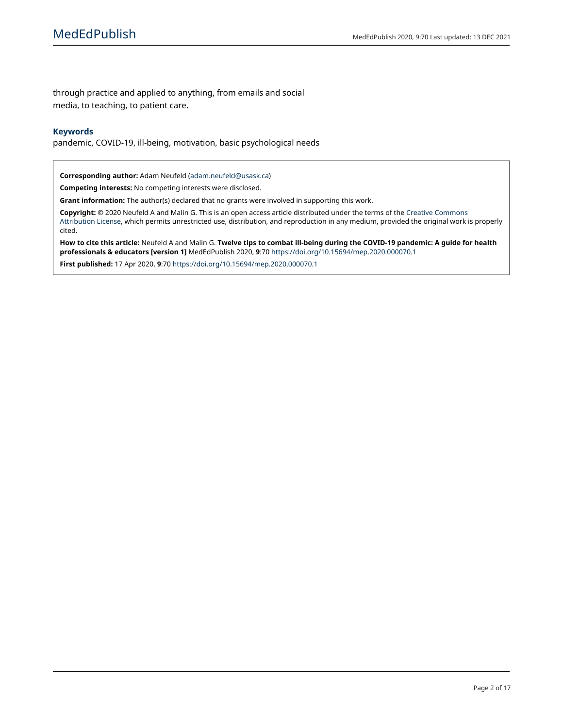through practice and applied to anything, from emails and social media, to teaching, to patient care.

### Keywords

pandemic, COVID-19, ill-being, motivation, basic psychological needs

**Corresponding author:** Adam Neufeld (adam.neufeld@usask.ca)

**Competing interests:** No competing interests were disclosed.

**Grant information:** The author(s) declared that no grants were involved in supporting this work.

**Copyright:** © 2020 Neufeld A and Malin G. This is an open access article distributed under the terms of the Creative Commons Attribution License, which permits unrestricted use, distribution, and reproduction in any medium, provided the original work is properly cited.

**How to cite this article:** Neufeld A and Malin G. **Twelve tips to combat ill-being during the COVID-19 pandemic: A guide for health professionals & educators [version 1]** MedEdPublish 2020, **9**:70 https://doi.org/10.15694/mep.2020.000070.1

**First published:** 17 Apr 2020, **9**:70 https://doi.org/10.15694/mep.2020.000070.1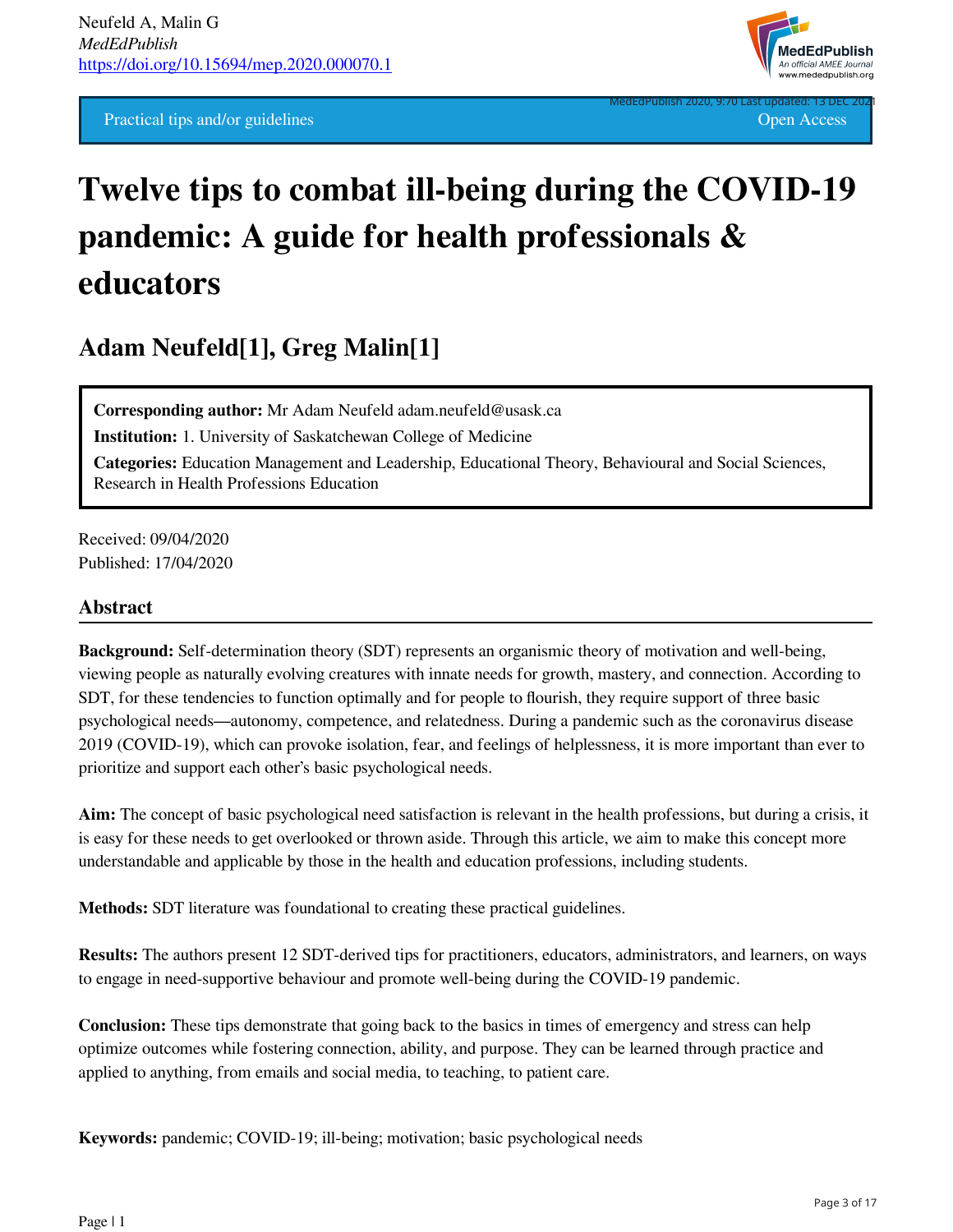Neufeld A, Malin G
*MedEdPublish*
https://doi.org/10.15694/mep.2020.000070.1

Practical tips and/or guidelines

Open Access

# Twelve tips to combat ill-being during the COVID-19 pandemic: A guide for health professionals & educators

## Adam Neufeld[1], Greg Malin[1]

**Corresponding author:** Mr Adam Neufeld adam.neufeld@usask.ca

**Institution:** 1. University of Saskatchewan College of Medicine

**Categories:** Education Management and Leadership, Educational Theory, Behavioural and Social Sciences, Research in Health Professions Education

Received: 09/04/2020
Published: 17/04/2020

### Abstract

**Background:** Self-determination theory (SDT) represents an organismic theory of motivation and well-being, viewing people as naturally evolving creatures with innate needs for growth, mastery, and connection. According to SDT, for these tendencies to function optimally and for people to flourish, they require support of three basic psychological needs—autonomy, competence, and relatedness. During a pandemic such as the coronavirus disease 2019 (COVID-19), which can provoke isolation, fear, and feelings of helplessness, it is more important than ever to prioritize and support each other's basic psychological needs.

**Aim:** The concept of basic psychological need satisfaction is relevant in the health professions, but during a crisis, it is easy for these needs to get overlooked or thrown aside. Through this article, we aim to make this concept more understandable and applicable by those in the health and education professions, including students.

**Methods:** SDT literature was foundational to creating these practical guidelines.

**Results:** The authors present 12 SDT-derived tips for practitioners, educators, administrators, and learners, on ways to engage in need-supportive behaviour and promote well-being during the COVID-19 pandemic.

**Conclusion:** These tips demonstrate that going back to the basics in times of emergency and stress can help optimize outcomes while fostering connection, ability, and purpose. They can be learned through practice and applied to anything, from emails and social media, to teaching, to patient care.

**Keywords:** pandemic; COVID-19; ill-being; motivation; basic psychological needs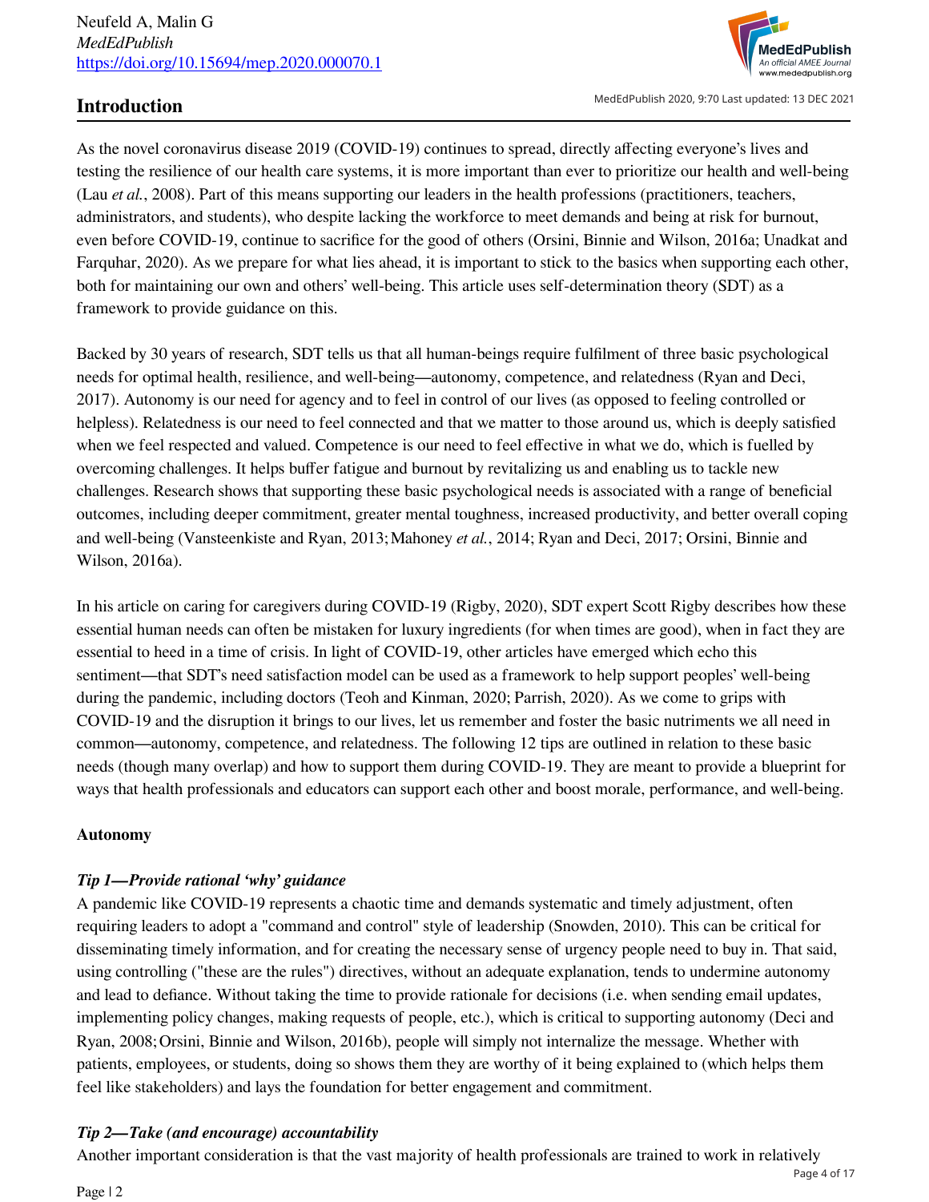## Introduction

As the novel coronavirus disease 2019 (COVID-19) continues to spread, directly affecting everyone's lives and testing the resilience of our health care systems, it is more important than ever to prioritize our health and well-being (Lau *et al.*, 2008). Part of this means supporting our leaders in the health professions (practitioners, teachers, administrators, and students), who despite lacking the workforce to meet demands and being at risk for burnout, even before COVID-19, continue to sacrifice for the good of others (Orsini, Binnie and Wilson, 2016a; Unadkat and Farquhar, 2020). As we prepare for what lies ahead, it is important to stick to the basics when supporting each other, both for maintaining our own and others' well-being. This article uses self-determination theory (SDT) as a framework to provide guidance on this.

Backed by 30 years of research, SDT tells us that all human-beings require fulfilment of three basic psychological needs for optimal health, resilience, and well-being—autonomy, competence, and relatedness (Ryan and Deci, 2017). Autonomy is our need for agency and to feel in control of our lives (as opposed to feeling controlled or helpless). Relatedness is our need to feel connected and that we matter to those around us, which is deeply satisfied when we feel respected and valued. Competence is our need to feel effective in what we do, which is fuelled by overcoming challenges. It helps buffer fatigue and burnout by revitalizing us and enabling us to tackle new challenges. Research shows that supporting these basic psychological needs is associated with a range of beneficial outcomes, including deeper commitment, greater mental toughness, increased productivity, and better overall coping and well-being (Vansteenkiste and Ryan, 2013; Mahoney *et al.*, 2014; Ryan and Deci, 2017; Orsini, Binnie and Wilson, 2016a).

In his article on caring for caregivers during COVID-19 (Rigby, 2020), SDT expert Scott Rigby describes how these essential human needs can often be mistaken for luxury ingredients (for when times are good), when in fact they are essential to heed in a time of crisis. In light of COVID-19, other articles have emerged which echo this sentiment—that SDT's need satisfaction model can be used as a framework to help support peoples' well-being during the pandemic, including doctors (Teoh and Kinman, 2020; Parrish, 2020). As we come to grips with COVID-19 and the disruption it brings to our lives, let us remember and foster the basic nutriments we all need in common—autonomy, competence, and relatedness. The following 12 tips are outlined in relation to these basic needs (though many overlap) and how to support them during COVID-19. They are meant to provide a blueprint for ways that health professionals and educators can support each other and boost morale, performance, and well-being.

### Autonomy

#### *Tip 1—Provide rational 'why' guidance*

A pandemic like COVID-19 represents a chaotic time and demands systematic and timely adjustment, often requiring leaders to adopt a "command and control" style of leadership (Snowden, 2010). This can be critical for disseminating timely information, and for creating the necessary sense of urgency people need to buy in. That said, using controlling ("these are the rules") directives, without an adequate explanation, tends to undermine autonomy and lead to defiance. Without taking the time to provide rationale for decisions (i.e. when sending email updates, implementing policy changes, making requests of people, etc.), which is critical to supporting autonomy (Deci and Ryan, 2008; Orsini, Binnie and Wilson, 2016b), people will simply not internalize the message. Whether with patients, employees, or students, doing so shows them they are worthy of it being explained to (which helps them feel like stakeholders) and lays the foundation for better engagement and commitment.

#### *Tip 2—Take (and encourage) accountability*

Another important consideration is that the vast majority of health professionals are trained to work in relatively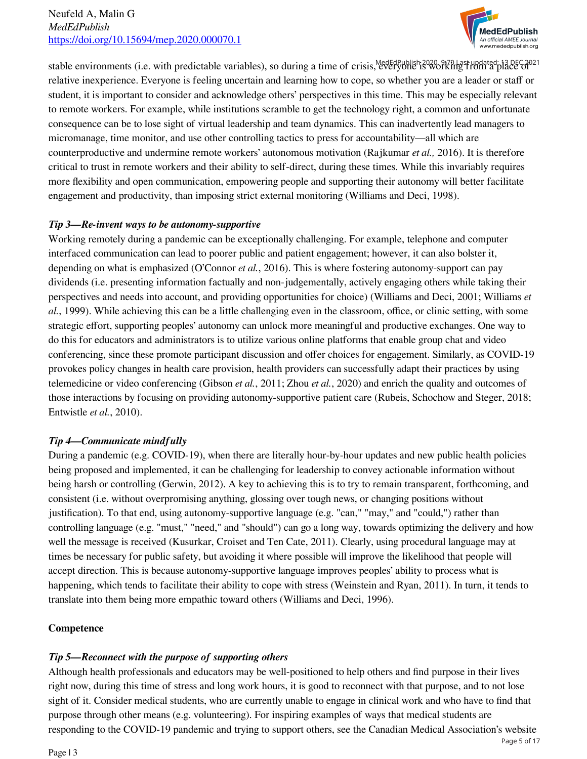stable environments (i.e. with predictable variables), so during a time of crisis, everyone is working from a place of relative inexperience. Everyone is feeling uncertain and learning how to cope, so whether you are a leader or staff or student, it is important to consider and acknowledge others' perspectives in this time. This may be especially relevant to remote workers. For example, while institutions scramble to get the technology right, a common and unfortunate consequence can be to lose sight of virtual leadership and team dynamics. This can inadvertently lead managers to micromanage, time monitor, and use other controlling tactics to press for accountability—all which are counterproductive and undermine remote workers' autonomous motivation (Rajkumar *et al.,* 2016). It is therefore critical to trust in remote workers and their ability to self-direct, during these times. While this invariably requires more flexibility and open communication, empowering people and supporting their autonomy will better facilitate engagement and productivity, than imposing strict external monitoring (Williams and Deci, 1998).

### *Tip 3—Re-invent ways to be autonomy-supportive*

Working remotely during a pandemic can be exceptionally challenging. For example, telephone and computer interfaced communication can lead to poorer public and patient engagement; however, it can also bolster it, depending on what is emphasized (O'Connor *et al.*, 2016). This is where fostering autonomy-support can pay dividends (i.e. presenting information factually and non-judgementally, actively engaging others while taking their perspectives and needs into account, and providing opportunities for choice) (Williams and Deci, 2001; Williams *et al.*, 1999). While achieving this can be a little challenging even in the classroom, office, or clinic setting, with some strategic effort, supporting peoples' autonomy can unlock more meaningful and productive exchanges. One way to do this for educators and administrators is to utilize various online platforms that enable group chat and video conferencing, since these promote participant discussion and offer choices for engagement. Similarly, as COVID-19 provokes policy changes in health care provision, health providers can successfully adapt their practices by using telemedicine or video conferencing (Gibson *et al.*, 2011; Zhou *et al.*, 2020) and enrich the quality and outcomes of those interactions by focusing on providing autonomy-supportive patient care (Rubeis, Schochow and Steger, 2018; Entwistle *et al.*, 2010).

### *Tip 4—Communicate mindfully*

During a pandemic (e.g. COVID-19), when there are literally hour-by-hour updates and new public health policies being proposed and implemented, it can be challenging for leadership to convey actionable information without being harsh or controlling (Gerwin, 2012). A key to achieving this is to try to remain transparent, forthcoming, and consistent (i.e. without overpromising anything, glossing over tough news, or changing positions without justification). To that end, using autonomy-supportive language (e.g. "can," "may," and "could,") rather than controlling language (e.g. "must," "need," and "should") can go a long way, towards optimizing the delivery and how well the message is received (Kusurkar, Croiset and Ten Cate, 2011). Clearly, using procedural language may at times be necessary for public safety, but avoiding it where possible will improve the likelihood that people will accept direction. This is because autonomy-supportive language improves peoples' ability to process what is happening, which tends to facilitate their ability to cope with stress (Weinstein and Ryan, 2011). In turn, it tends to translate into them being more empathic toward others (Williams and Deci, 1996).

## Competence

### *Tip 5—Reconnect with the purpose of supporting others*

Although health professionals and educators may be well-positioned to help others and find purpose in their lives right now, during this time of stress and long work hours, it is good to reconnect with that purpose, and to not lose sight of it. Consider medical students, who are currently unable to engage in clinical work and who have to find that purpose through other means (e.g. volunteering). For inspiring examples of ways that medical students are responding to the COVID-19 pandemic and trying to support others, see the Canadian Medical Association's website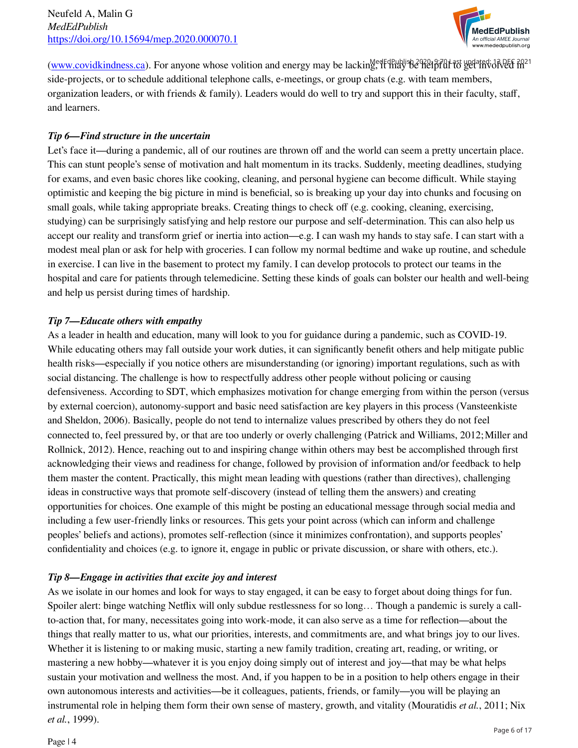(www.covidkindness.ca). For anyone whose volition and energy may be lacking, it may be helpful to get involved in side-projects, or to schedule additional telephone calls, e-meetings, or group chats (e.g. with team members, organization leaders, or with friends & family). Leaders would do well to try and support this in their faculty, staff, and learners.

***Tip 6—Find structure in the uncertain***

Let's face it—during a pandemic, all of our routines are thrown off and the world can seem a pretty uncertain place. This can stunt people's sense of motivation and halt momentum in its tracks. Suddenly, meeting deadlines, studying for exams, and even basic chores like cooking, cleaning, and personal hygiene can become difficult. While staying optimistic and keeping the big picture in mind is beneficial, so is breaking up your day into chunks and focusing on small goals, while taking appropriate breaks. Creating things to check off (e.g. cooking, cleaning, exercising, studying) can be surprisingly satisfying and help restore our purpose and self-determination. This can also help us accept our reality and transform grief or inertia into action—e.g. I can wash my hands to stay safe. I can start with a modest meal plan or ask for help with groceries. I can follow my normal bedtime and wake up routine, and schedule in exercise. I can live in the basement to protect my family. I can develop protocols to protect our teams in the hospital and care for patients through telemedicine. Setting these kinds of goals can bolster our health and well-being and help us persist during times of hardship.

***Tip 7—Educate others with empathy***

As a leader in health and education, many will look to you for guidance during a pandemic, such as COVID-19. While educating others may fall outside your work duties, it can significantly benefit others and help mitigate public health risks—especially if you notice others are misunderstanding (or ignoring) important regulations, such as with social distancing. The challenge is how to respectfully address other people without policing or causing defensiveness. According to SDT, which emphasizes motivation for change emerging from within the person (versus by external coercion), autonomy-support and basic need satisfaction are key players in this process (Vansteenkiste and Sheldon, 2006). Basically, people do not tend to internalize values prescribed by others they do not feel connected to, feel pressured by, or that are too underly or overly challenging (Patrick and Williams, 2012; Miller and Rollnick, 2012). Hence, reaching out to and inspiring change within others may best be accomplished through first acknowledging their views and readiness for change, followed by provision of information and/or feedback to help them master the content. Practically, this might mean leading with questions (rather than directives), challenging ideas in constructive ways that promote self-discovery (instead of telling them the answers) and creating opportunities for choices. One example of this might be posting an educational message through social media and including a few user-friendly links or resources. This gets your point across (which can inform and challenge peoples' beliefs and actions), promotes self-reflection (since it minimizes confrontation), and supports peoples' confidentiality and choices (e.g. to ignore it, engage in public or private discussion, or share with others, etc.).

***Tip 8—Engage in activities that excite joy and interest***

As we isolate in our homes and look for ways to stay engaged, it can be easy to forget about doing things for fun. Spoiler alert: binge watching Netflix will only subdue restlessness for so long… Though a pandemic is surely a call-to-action that, for many, necessitates going into work-mode, it can also serve as a time for reflection—about the things that really matter to us, what our priorities, interests, and commitments are, and what brings joy to our lives. Whether it is listening to or making music, starting a new family tradition, creating art, reading, or writing, or mastering a new hobby—whatever it is you enjoy doing simply out of interest and joy—that may be what helps sustain your motivation and wellness the most. And, if you happen to be in a position to help others engage in their own autonomous interests and activities—be it colleagues, patients, friends, or family—you will be playing an instrumental role in helping them form their own sense of mastery, growth, and vitality (Mouratidis *et al.*, 2011; Nix *et al.*, 1999).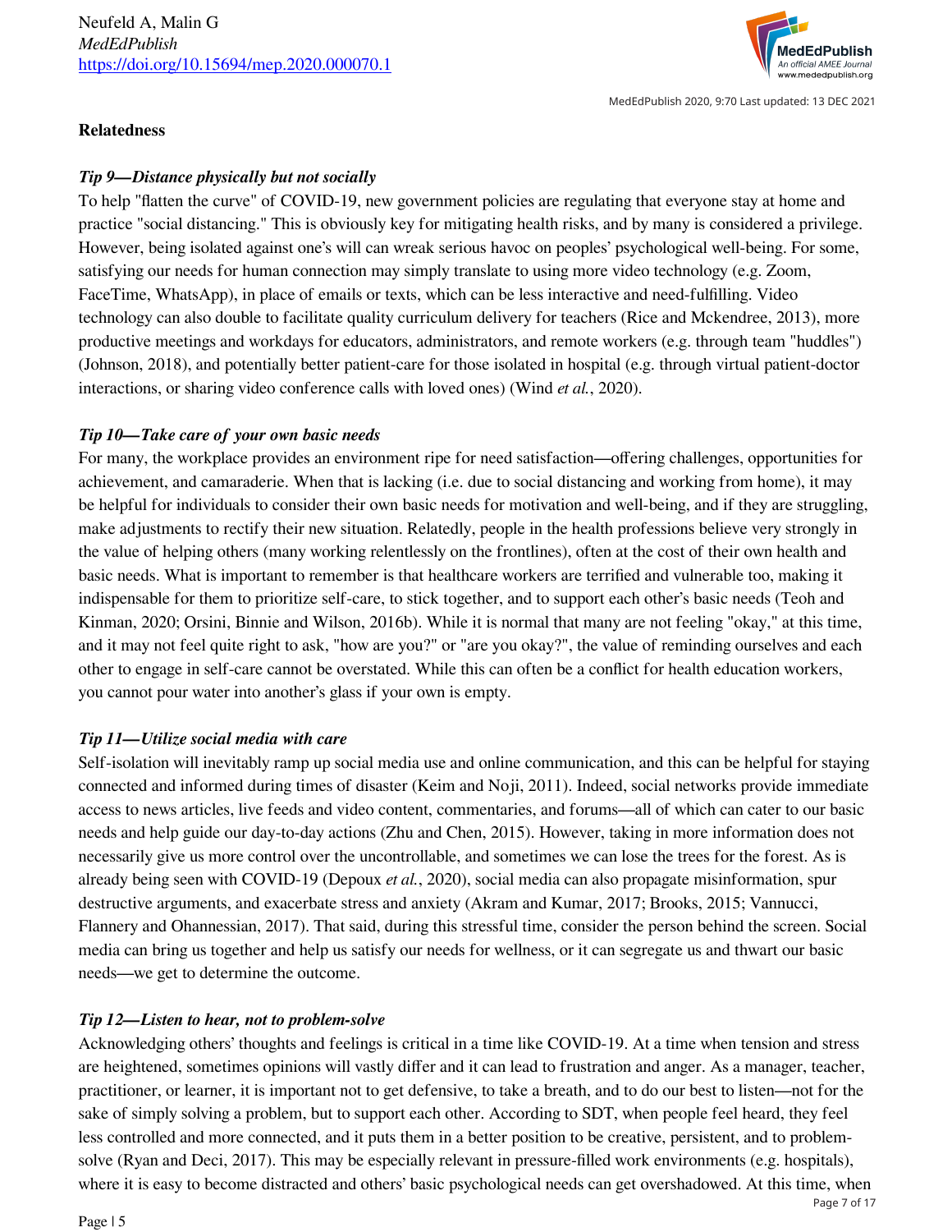## Relatedness

### *Tip 9—Distance physically but not socially*

To help "flatten the curve" of COVID-19, new government policies are regulating that everyone stay at home and practice "social distancing." This is obviously key for mitigating health risks, and by many is considered a privilege. However, being isolated against one's will can wreak serious havoc on peoples' psychological well-being. For some, satisfying our needs for human connection may simply translate to using more video technology (e.g. Zoom, FaceTime, WhatsApp), in place of emails or texts, which can be less interactive and need-fulfilling. Video technology can also double to facilitate quality curriculum delivery for teachers (Rice and Mckendree, 2013), more productive meetings and workdays for educators, administrators, and remote workers (e.g. through team "huddles") (Johnson, 2018), and potentially better patient-care for those isolated in hospital (e.g. through virtual patient-doctor interactions, or sharing video conference calls with loved ones) (Wind *et al.*, 2020).

### *Tip 10—Take care of your own basic needs*

For many, the workplace provides an environment ripe for need satisfaction—offering challenges, opportunities for achievement, and camaraderie. When that is lacking (i.e. due to social distancing and working from home), it may be helpful for individuals to consider their own basic needs for motivation and well-being, and if they are struggling, make adjustments to rectify their new situation. Relatedly, people in the health professions believe very strongly in the value of helping others (many working relentlessly on the frontlines), often at the cost of their own health and basic needs. What is important to remember is that healthcare workers are terrified and vulnerable too, making it indispensable for them to prioritize self-care, to stick together, and to support each other's basic needs (Teoh and Kinman, 2020; Orsini, Binnie and Wilson, 2016b). While it is normal that many are not feeling "okay," at this time, and it may not feel quite right to ask, "how are you?" or "are you okay?", the value of reminding ourselves and each other to engage in self-care cannot be overstated. While this can often be a conflict for health education workers, you cannot pour water into another's glass if your own is empty.

### *Tip 11—Utilize social media with care*

Self-isolation will inevitably ramp up social media use and online communication, and this can be helpful for staying connected and informed during times of disaster (Keim and Noji, 2011). Indeed, social networks provide immediate access to news articles, live feeds and video content, commentaries, and forums—all of which can cater to our basic needs and help guide our day-to-day actions (Zhu and Chen, 2015). However, taking in more information does not necessarily give us more control over the uncontrollable, and sometimes we can lose the trees for the forest. As is already being seen with COVID-19 (Depoux *et al.*, 2020), social media can also propagate misinformation, spur destructive arguments, and exacerbate stress and anxiety (Akram and Kumar, 2017; Brooks, 2015; Vannucci, Flannery and Ohannessian, 2017). That said, during this stressful time, consider the person behind the screen. Social media can bring us together and help us satisfy our needs for wellness, or it can segregate us and thwart our basic needs—we get to determine the outcome.

### *Tip 12—Listen to hear, not to problem-solve*

Acknowledging others' thoughts and feelings is critical in a time like COVID-19. At a time when tension and stress are heightened, sometimes opinions will vastly differ and it can lead to frustration and anger. As a manager, teacher, practitioner, or learner, it is important not to get defensive, to take a breath, and to do our best to listen—not for the sake of simply solving a problem, but to support each other. According to SDT, when people feel heard, they feel less controlled and more connected, and it puts them in a better position to be creative, persistent, and to problem-solve (Ryan and Deci, 2017). This may be especially relevant in pressure-filled work environments (e.g. hospitals), where it is easy to become distracted and others' basic psychological needs can get overshadowed. At this time, when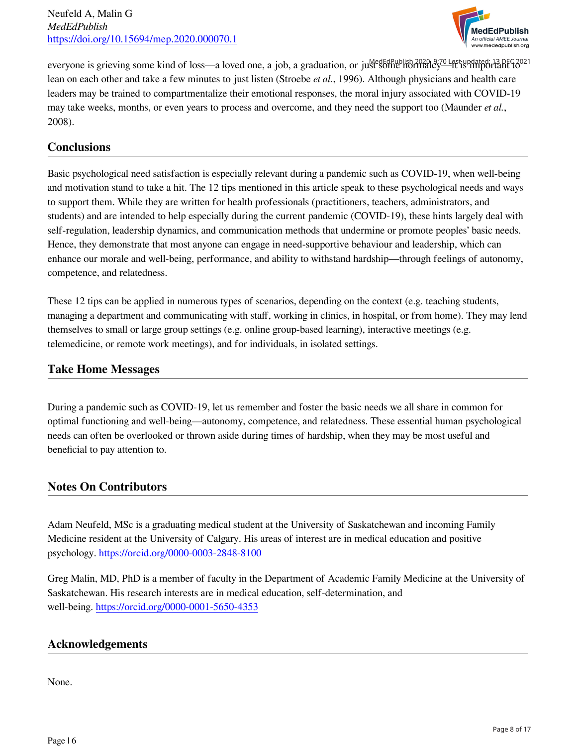everyone is grieving some kind of loss—a loved one, a job, a graduation, or just some normalcy—it is important to lean on each other and take a few minutes to just listen (Stroebe *et al.*, 1996). Although physicians and health care leaders may be trained to compartmentalize their emotional responses, the moral injury associated with COVID-19 may take weeks, months, or even years to process and overcome, and they need the support too (Maunder *et al.*, 2008).

## Conclusions

Basic psychological need satisfaction is especially relevant during a pandemic such as COVID-19, when well-being and motivation stand to take a hit. The 12 tips mentioned in this article speak to these psychological needs and ways to support them. While they are written for health professionals (practitioners, teachers, administrators, and students) and are intended to help especially during the current pandemic (COVID-19), these hints largely deal with self-regulation, leadership dynamics, and communication methods that undermine or promote peoples' basic needs. Hence, they demonstrate that most anyone can engage in need-supportive behaviour and leadership, which can enhance our morale and well-being, performance, and ability to withstand hardship—through feelings of autonomy, competence, and relatedness.

These 12 tips can be applied in numerous types of scenarios, depending on the context (e.g. teaching students, managing a department and communicating with staff, working in clinics, in hospital, or from home). They may lend themselves to small or large group settings (e.g. online group-based learning), interactive meetings (e.g. telemedicine, or remote work meetings), and for individuals, in isolated settings.

## Take Home Messages

During a pandemic such as COVID-19, let us remember and foster the basic needs we all share in common for optimal functioning and well-being—autonomy, competence, and relatedness. These essential human psychological needs can often be overlooked or thrown aside during times of hardship, when they may be most useful and beneficial to pay attention to.

## Notes On Contributors

Adam Neufeld, MSc is a graduating medical student at the University of Saskatchewan and incoming Family Medicine resident at the University of Calgary. His areas of interest are in medical education and positive psychology. https://orcid.org/0000-0003-2848-8100

Greg Malin, MD, PhD is a member of faculty in the Department of Academic Family Medicine at the University of Saskatchewan. His research interests are in medical education, self-determination, and well-being. https://orcid.org/0000-0001-5650-4353

## Acknowledgements

None.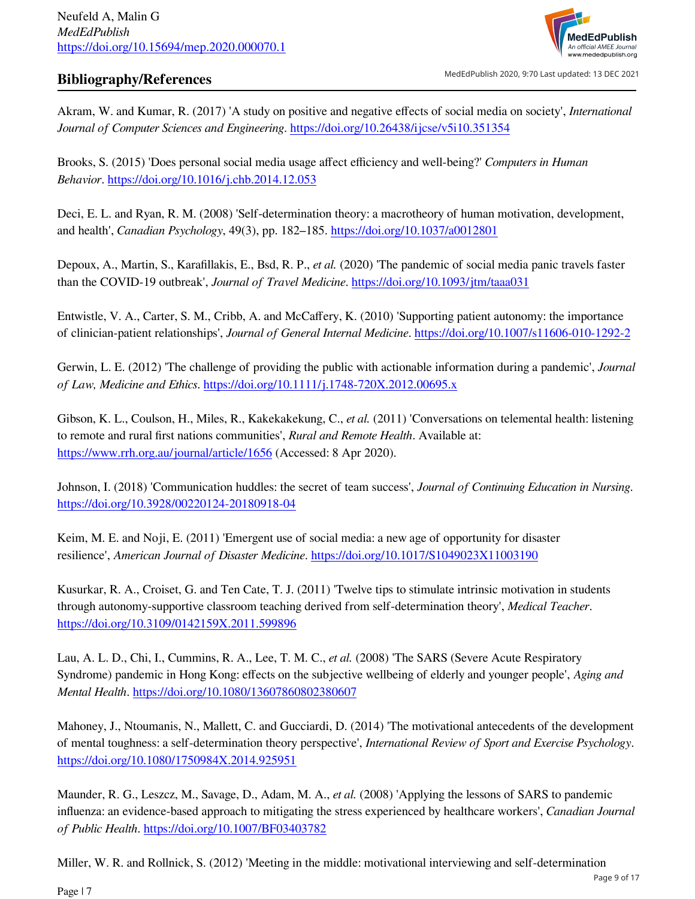## Bibliography/References

Akram, W. and Kumar, R. (2017) 'A study on positive and negative effects of social media on society', *International Journal of Computer Sciences and Engineering*. https://doi.org/10.26438/ijcse/v5i10.351354

Brooks, S. (2015) 'Does personal social media usage affect efficiency and well-being?' *Computers in Human Behavior*. https://doi.org/10.1016/j.chb.2014.12.053

Deci, E. L. and Ryan, R. M. (2008) 'Self-determination theory: a macrotheory of human motivation, development, and health', *Canadian Psychology*, 49(3), pp. 182–185. https://doi.org/10.1037/a0012801

Depoux, A., Martin, S., Karafillakis, E., Bsd, R. P., *et al.* (2020) 'The pandemic of social media panic travels faster than the COVID-19 outbreak', *Journal of Travel Medicine*. https://doi.org/10.1093/jtm/taaa031

Entwistle, V. A., Carter, S. M., Cribb, A. and McCaffery, K. (2010) 'Supporting patient autonomy: the importance of clinician-patient relationships', *Journal of General Internal Medicine*. https://doi.org/10.1007/s11606-010-1292-2

Gerwin, L. E. (2012) 'The challenge of providing the public with actionable information during a pandemic', *Journal of Law, Medicine and Ethics*. https://doi.org/10.1111/j.1748-720X.2012.00695.x

Gibson, K. L., Coulson, H., Miles, R., Kakekakekung, C., *et al.* (2011) 'Conversations on telemental health: listening to remote and rural first nations communities', *Rural and Remote Health*. Available at: https://www.rrh.org.au/journal/article/1656 (Accessed: 8 Apr 2020).

Johnson, I. (2018) 'Communication huddles: the secret of team success', *Journal of Continuing Education in Nursing*. https://doi.org/10.3928/00220124-20180918-04

Keim, M. E. and Noji, E. (2011) 'Emergent use of social media: a new age of opportunity for disaster resilience', *American Journal of Disaster Medicine*. https://doi.org/10.1017/S1049023X11003190

Kusurkar, R. A., Croiset, G. and Ten Cate, T. J. (2011) 'Twelve tips to stimulate intrinsic motivation in students through autonomy-supportive classroom teaching derived from self-determination theory', *Medical Teacher*. https://doi.org/10.3109/0142159X.2011.599896

Lau, A. L. D., Chi, I., Cummins, R. A., Lee, T. M. C., *et al.* (2008) 'The SARS (Severe Acute Respiratory Syndrome) pandemic in Hong Kong: effects on the subjective wellbeing of elderly and younger people', *Aging and Mental Health*. https://doi.org/10.1080/13607860802380607

Mahoney, J., Ntoumanis, N., Mallett, C. and Gucciardi, D. (2014) 'The motivational antecedents of the development of mental toughness: a self-determination theory perspective', *International Review of Sport and Exercise Psychology*. https://doi.org/10.1080/1750984X.2014.925951

Maunder, R. G., Leszcz, M., Savage, D., Adam, M. A., *et al.* (2008) 'Applying the lessons of SARS to pandemic influenza: an evidence-based approach to mitigating the stress experienced by healthcare workers', *Canadian Journal of Public Health*. https://doi.org/10.1007/BF03403782

Miller, W. R. and Rollnick, S. (2012) 'Meeting in the middle: motivational interviewing and self-determination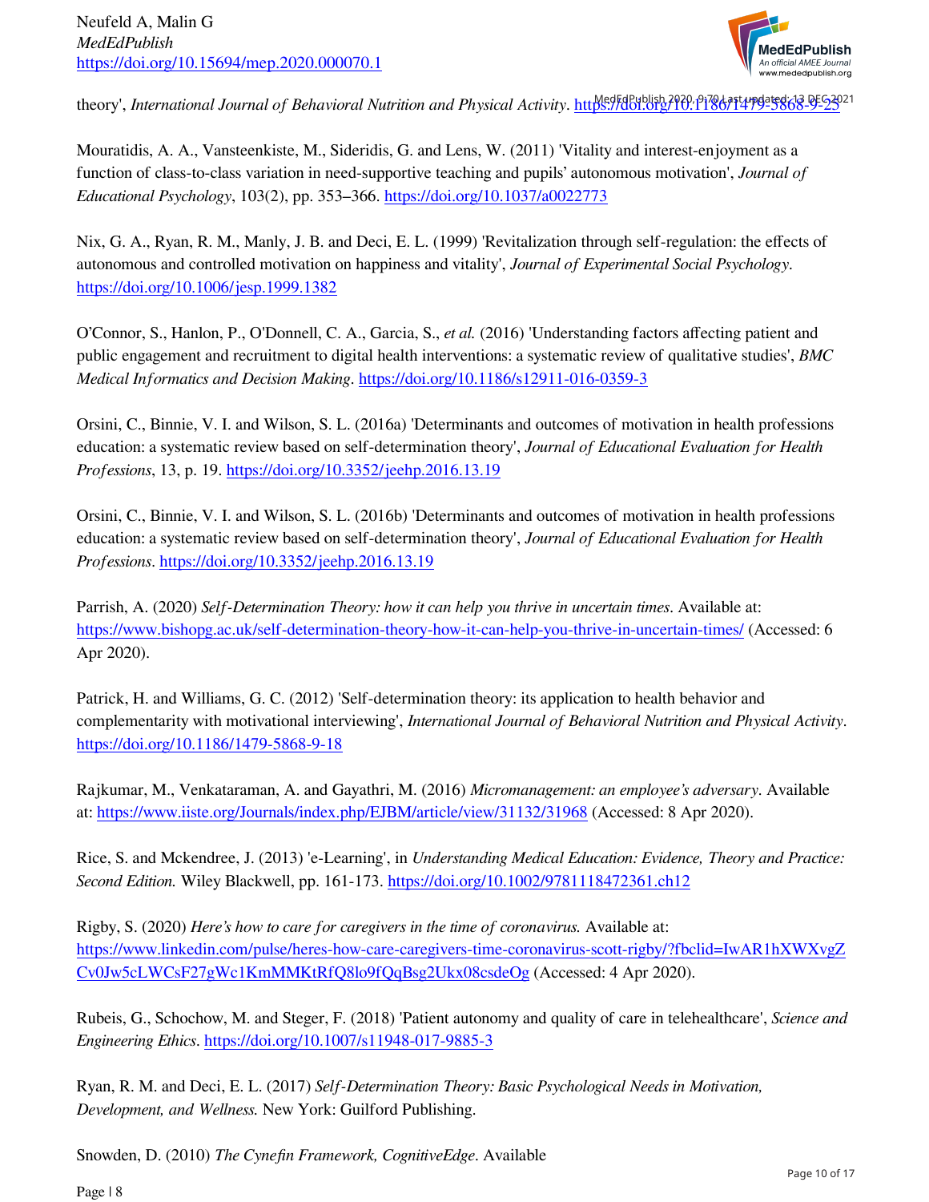theory', *International Journal of Behavioral Nutrition and Physical Activity*. https://doi.org/10.1186/1479-5868-9-25

Mouratidis, A. A., Vansteenkiste, M., Sideridis, G. and Lens, W. (2011) 'Vitality and interest-enjoyment as a function of class-to-class variation in need-supportive teaching and pupils' autonomous motivation', *Journal of Educational Psychology*, 103(2), pp. 353–366. https://doi.org/10.1037/a0022773

Nix, G. A., Ryan, R. M., Manly, J. B. and Deci, E. L. (1999) 'Revitalization through self-regulation: the effects of autonomous and controlled motivation on happiness and vitality', *Journal of Experimental Social Psychology*. https://doi.org/10.1006/jesp.1999.1382

O'Connor, S., Hanlon, P., O'Donnell, C. A., Garcia, S., *et al.* (2016) 'Understanding factors affecting patient and public engagement and recruitment to digital health interventions: a systematic review of qualitative studies', *BMC Medical Informatics and Decision Making*. https://doi.org/10.1186/s12911-016-0359-3

Orsini, C., Binnie, V. I. and Wilson, S. L. (2016a) 'Determinants and outcomes of motivation in health professions education: a systematic review based on self-determination theory', *Journal of Educational Evaluation for Health Professions*, 13, p. 19. https://doi.org/10.3352/jeehp.2016.13.19

Orsini, C., Binnie, V. I. and Wilson, S. L. (2016b) 'Determinants and outcomes of motivation in health professions education: a systematic review based on self-determination theory', *Journal of Educational Evaluation for Health Professions*. https://doi.org/10.3352/jeehp.2016.13.19

Parrish, A. (2020) *Self-Determination Theory: how it can help you thrive in uncertain times*. Available at: https://www.bishopg.ac.uk/self-determination-theory-how-it-can-help-you-thrive-in-uncertain-times/ (Accessed: 6 Apr 2020).

Patrick, H. and Williams, G. C. (2012) 'Self-determination theory: its application to health behavior and complementarity with motivational interviewing', *International Journal of Behavioral Nutrition and Physical Activity*. https://doi.org/10.1186/1479-5868-9-18

Rajkumar, M., Venkataraman, A. and Gayathri, M. (2016) *Micromanagement: an employee's adversary*. Available at: https://www.iiste.org/Journals/index.php/EJBM/article/view/31132/31968 (Accessed: 8 Apr 2020).

Rice, S. and Mckendree, J. (2013) 'e-Learning', in *Understanding Medical Education: Evidence, Theory and Practice: Second Edition.* Wiley Blackwell, pp. 161-173. https://doi.org/10.1002/9781118472361.ch12

Rigby, S. (2020) *Here's how to care for caregivers in the time of coronavirus.* Available at: https://www.linkedin.com/pulse/heres-how-care-caregivers-time-coronavirus-scott-rigby/?fbclid=IwAR1hXWXvgZCv0Jw5cLWCsF27gWc1KmMMKtRfQ8lo9fQqBsg2Ukx08csdeOg (Accessed: 4 Apr 2020).

Rubeis, G., Schochow, M. and Steger, F. (2018) 'Patient autonomy and quality of care in telehealthcare', *Science and Engineering Ethics*. https://doi.org/10.1007/s11948-017-9885-3

Ryan, R. M. and Deci, E. L. (2017) *Self-Determination Theory: Basic Psychological Needs in Motivation, Development, and Wellness.* New York: Guilford Publishing.

Snowden, D. (2010) *The Cynefin Framework, CognitiveEdge*. Available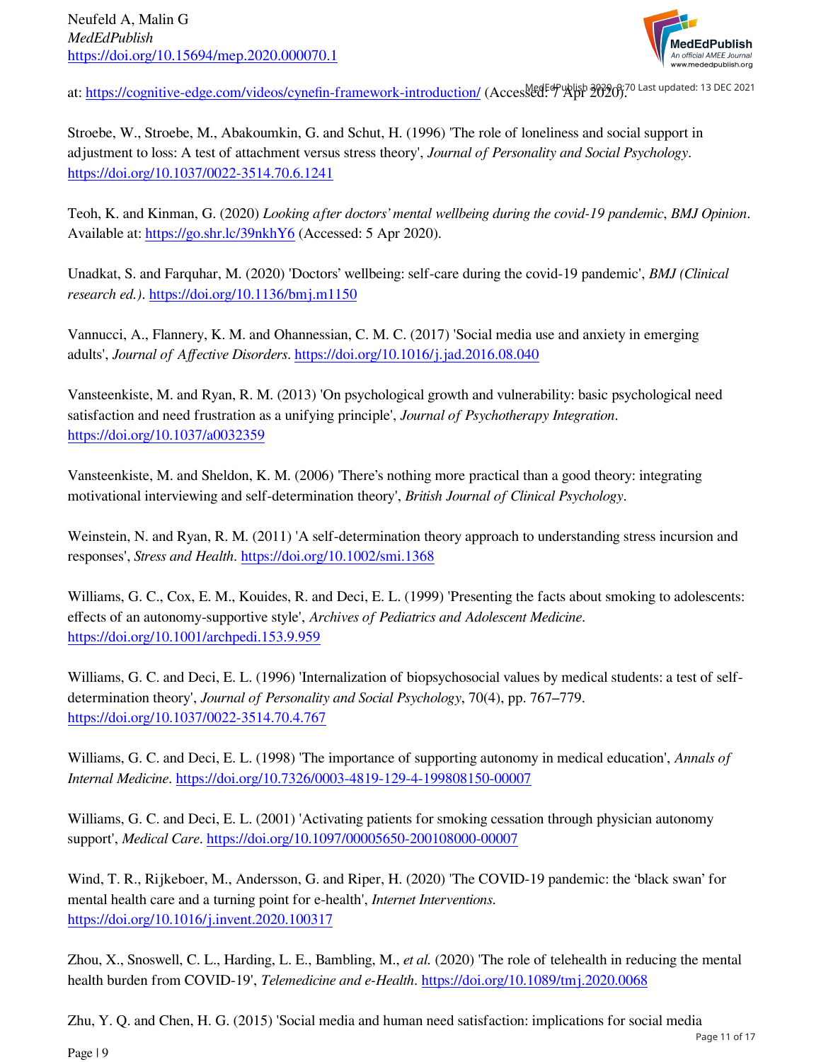at: https://cognitive-edge.com/videos/cynefin-framework-introduction/ (Accessed: 7 Apr 2020).

Stroebe, W., Stroebe, M., Abakoumkin, G. and Schut, H. (1996) 'The role of loneliness and social support in adjustment to loss: A test of attachment versus stress theory', *Journal of Personality and Social Psychology*. https://doi.org/10.1037/0022-3514.70.6.1241

Teoh, K. and Kinman, G. (2020) *Looking after doctors' mental wellbeing during the covid-19 pandemic*, *BMJ Opinion*. Available at: https://go.shr.lc/39nkhY6 (Accessed: 5 Apr 2020).

Unadkat, S. and Farquhar, M. (2020) 'Doctors' wellbeing: self-care during the covid-19 pandemic', *BMJ (Clinical research ed.)*. https://doi.org/10.1136/bmj.m1150

Vannucci, A., Flannery, K. M. and Ohannessian, C. M. C. (2017) 'Social media use and anxiety in emerging adults', *Journal of Affective Disorders*. https://doi.org/10.1016/j.jad.2016.08.040

Vansteenkiste, M. and Ryan, R. M. (2013) 'On psychological growth and vulnerability: basic psychological need satisfaction and need frustration as a unifying principle', *Journal of Psychotherapy Integration*. https://doi.org/10.1037/a0032359

Vansteenkiste, M. and Sheldon, K. M. (2006) 'There's nothing more practical than a good theory: integrating motivational interviewing and self-determination theory', *British Journal of Clinical Psychology*.

Weinstein, N. and Ryan, R. M. (2011) 'A self-determination theory approach to understanding stress incursion and responses', *Stress and Health*. https://doi.org/10.1002/smi.1368

Williams, G. C., Cox, E. M., Kouides, R. and Deci, E. L. (1999) 'Presenting the facts about smoking to adolescents: effects of an autonomy-supportive style', *Archives of Pediatrics and Adolescent Medicine*. https://doi.org/10.1001/archpedi.153.9.959

Williams, G. C. and Deci, E. L. (1996) 'Internalization of biopsychosocial values by medical students: a test of self-determination theory', *Journal of Personality and Social Psychology*, 70(4), pp. 767–779. https://doi.org/10.1037/0022-3514.70.4.767

Williams, G. C. and Deci, E. L. (1998) 'The importance of supporting autonomy in medical education', *Annals of Internal Medicine*. https://doi.org/10.7326/0003-4819-129-4-199808150-00007

Williams, G. C. and Deci, E. L. (2001) 'Activating patients for smoking cessation through physician autonomy support', *Medical Care*. https://doi.org/10.1097/00005650-200108000-00007

Wind, T. R., Rijkeboer, M., Andersson, G. and Riper, H. (2020) 'The COVID-19 pandemic: the 'black swan' for mental health care and a turning point for e-health', *Internet Interventions*. https://doi.org/10.1016/j.invent.2020.100317

Zhou, X., Snoswell, C. L., Harding, L. E., Bambling, M., *et al.* (2020) 'The role of telehealth in reducing the mental health burden from COVID-19', *Telemedicine and e-Health*. https://doi.org/10.1089/tmj.2020.0068

Zhu, Y. Q. and Chen, H. G. (2015) 'Social media and human need satisfaction: implications for social media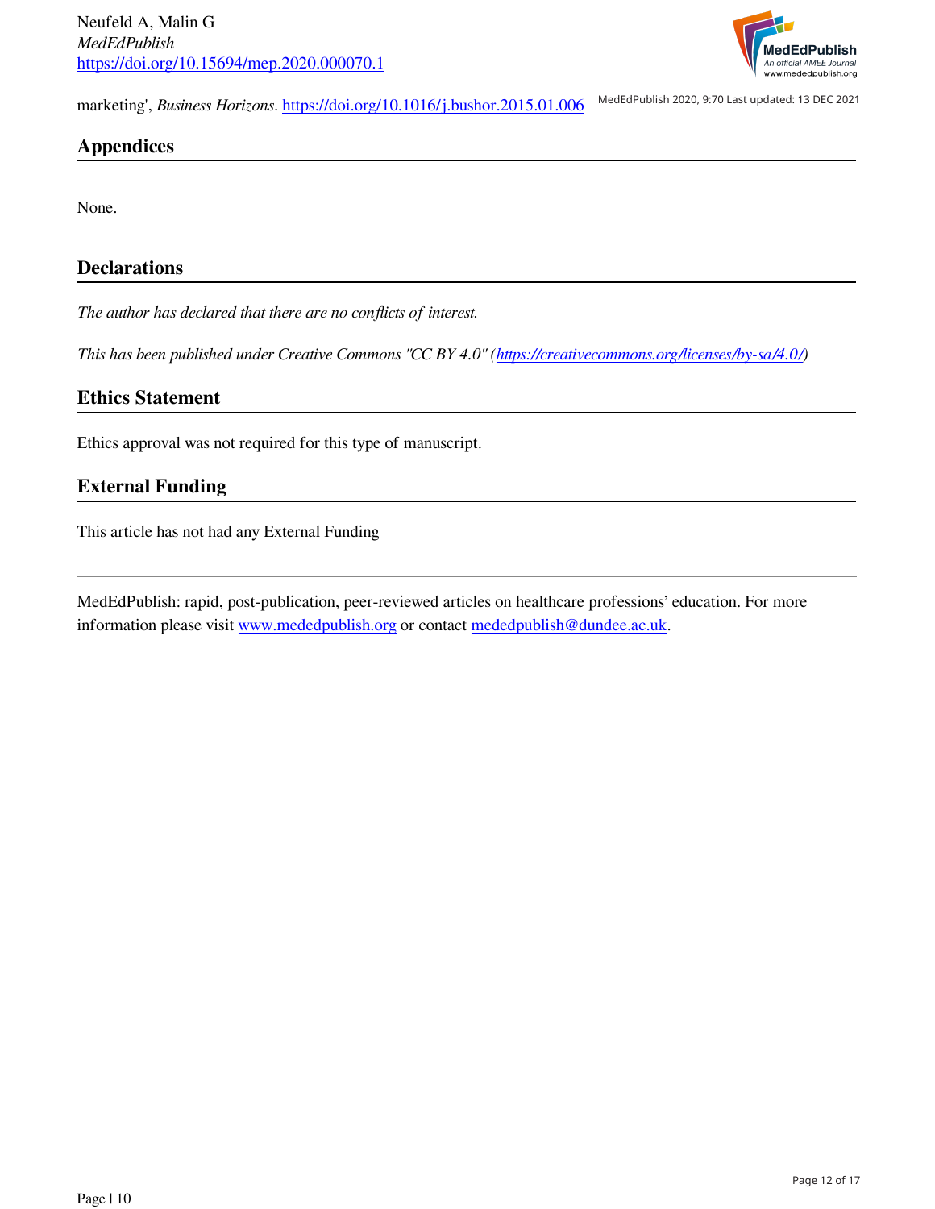marketing', *Business Horizons*. https://doi.org/10.1016/j.bushor.2015.01.006

## Appendices

None.

## Declarations

*The author has declared that there are no conflicts of interest.*

*This has been published under Creative Commons "CC BY 4.0" (https://creativecommons.org/licenses/by-sa/4.0/)*

## Ethics Statement

Ethics approval was not required for this type of manuscript.

## External Funding

This article has not had any External Funding

---

MedEdPublish: rapid, post-publication, peer-reviewed articles on healthcare professions' education. For more information please visit www.mededpublish.org or contact mededpublish@dundee.ac.uk.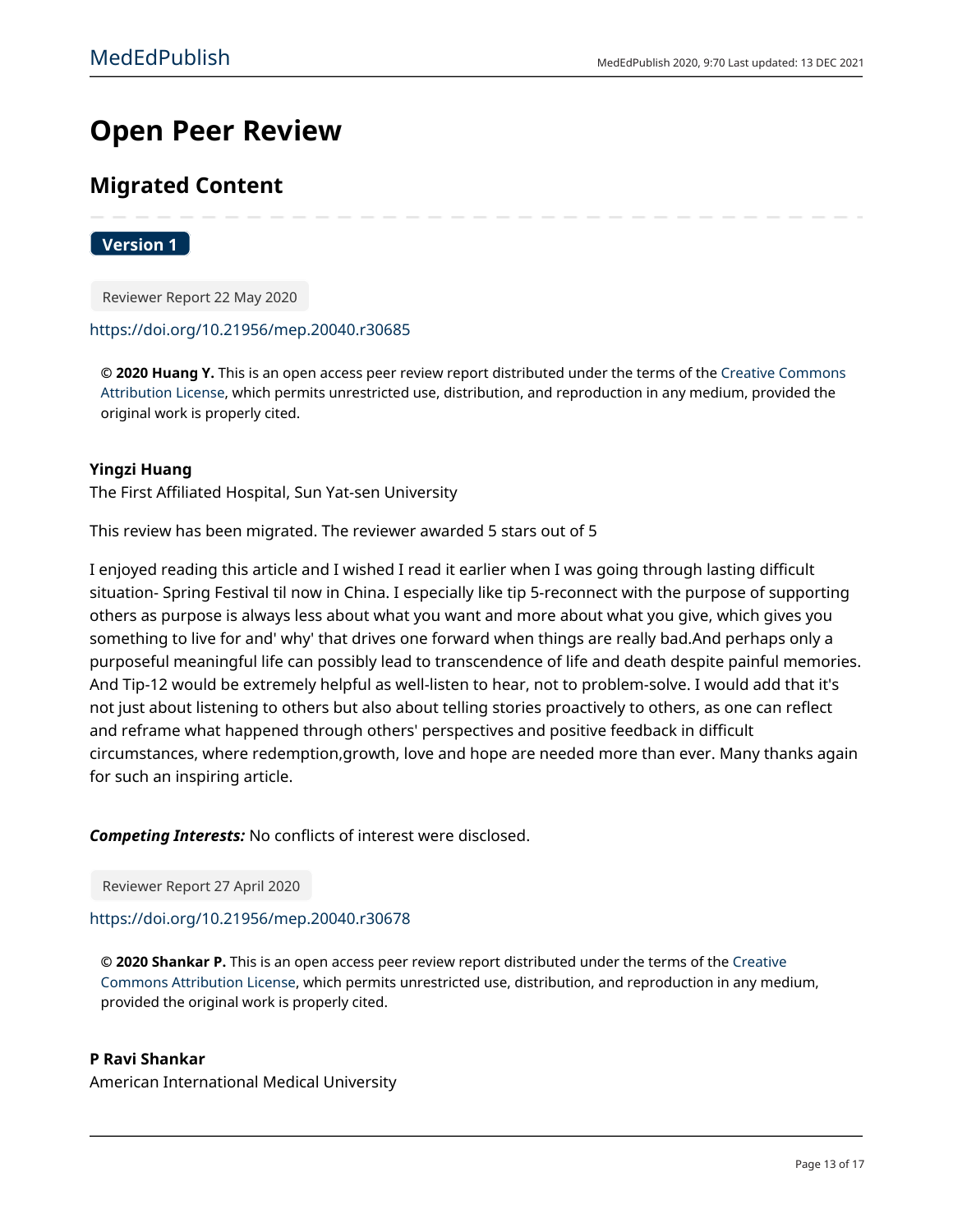# Open Peer Review

## Migrated Content

**Version 1**

Reviewer Report 22 May 2020

https://doi.org/10.21956/mep.20040.r30685

**© 2020 Huang Y.** This is an open access peer review report distributed under the terms of the Creative Commons Attribution License, which permits unrestricted use, distribution, and reproduction in any medium, provided the original work is properly cited.

**Yingzi Huang**
The First Affiliated Hospital, Sun Yat-sen University

This review has been migrated. The reviewer awarded 5 stars out of 5

I enjoyed reading this article and I wished I read it earlier when I was going through lasting difficult situation- Spring Festival til now in China. I especially like tip 5-reconnect with the purpose of supporting others as purpose is always less about what you want and more about what you give, which gives you something to live for and' why' that drives one forward when things are really bad.And perhaps only a purposeful meaningful life can possibly lead to transcendence of life and death despite painful memories. And Tip-12 would be extremely helpful as well-listen to hear, not to problem-solve. I would add that it's not just about listening to others but also about telling stories proactively to others, as one can reflect and reframe what happened through others' perspectives and positive feedback in difficult circumstances, where redemption,growth, love and hope are needed more than ever. Many thanks again for such an inspiring article.

***Competing Interests:*** No conflicts of interest were disclosed.

Reviewer Report 27 April 2020

https://doi.org/10.21956/mep.20040.r30678

**© 2020 Shankar P.** This is an open access peer review report distributed under the terms of the Creative Commons Attribution License, which permits unrestricted use, distribution, and reproduction in any medium, provided the original work is properly cited.

**P Ravi Shankar**
American International Medical University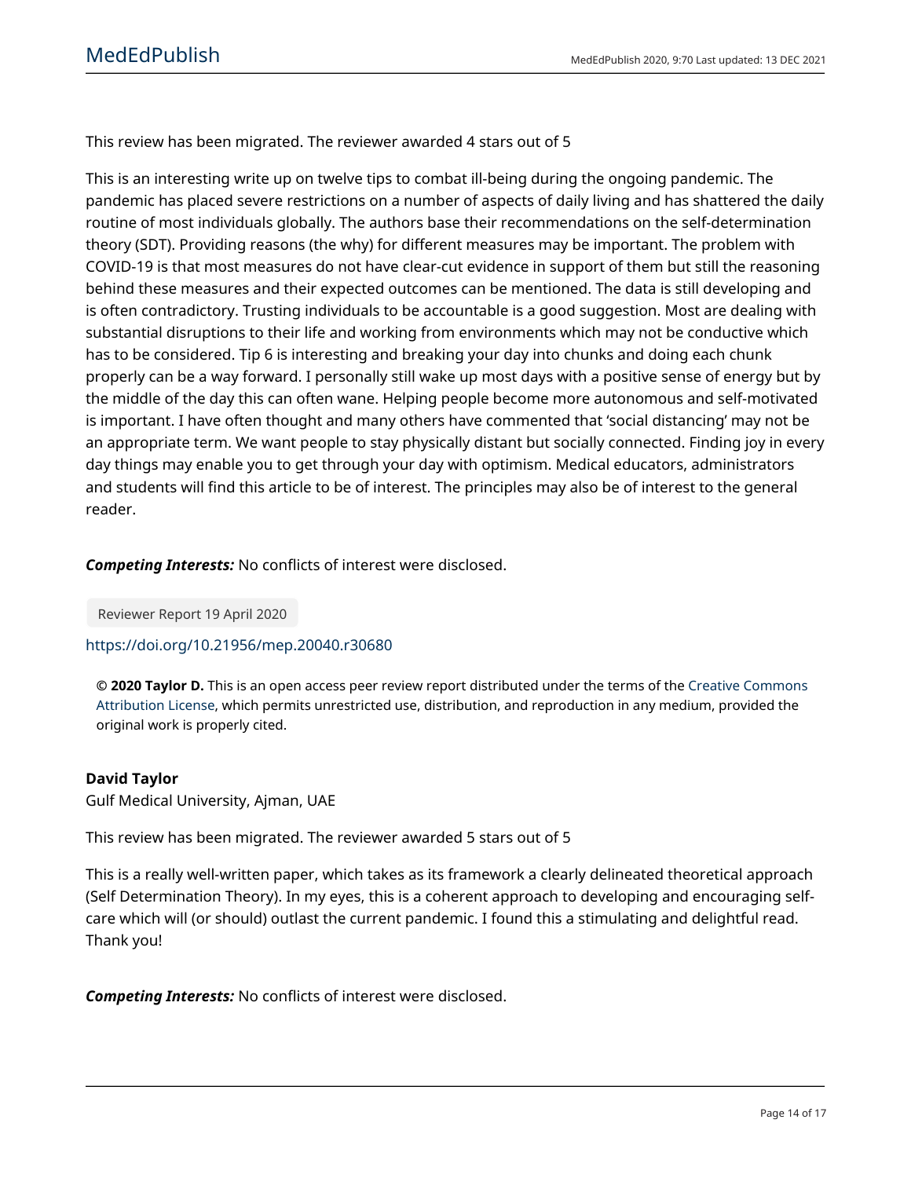This review has been migrated. The reviewer awarded 4 stars out of 5

This is an interesting write up on twelve tips to combat ill-being during the ongoing pandemic. The pandemic has placed severe restrictions on a number of aspects of daily living and has shattered the daily routine of most individuals globally. The authors base their recommendations on the self-determination theory (SDT). Providing reasons (the why) for different measures may be important. The problem with COVID-19 is that most measures do not have clear-cut evidence in support of them but still the reasoning behind these measures and their expected outcomes can be mentioned. The data is still developing and is often contradictory. Trusting individuals to be accountable is a good suggestion. Most are dealing with substantial disruptions to their life and working from environments which may not be conductive which has to be considered. Tip 6 is interesting and breaking your day into chunks and doing each chunk properly can be a way forward. I personally still wake up most days with a positive sense of energy but by the middle of the day this can often wane. Helping people become more autonomous and self-motivated is important. I have often thought and many others have commented that 'social distancing' may not be an appropriate term. We want people to stay physically distant but socially connected. Finding joy in every day things may enable you to get through your day with optimism. Medical educators, administrators and students will find this article to be of interest. The principles may also be of interest to the general reader.

***Competing Interests:*** No conflicts of interest were disclosed.

Reviewer Report 19 April 2020

https://doi.org/10.21956/mep.20040.r30680

**© 2020 Taylor D.** This is an open access peer review report distributed under the terms of the Creative Commons Attribution License, which permits unrestricted use, distribution, and reproduction in any medium, provided the original work is properly cited.

**David Taylor**
Gulf Medical University, Ajman, UAE

This review has been migrated. The reviewer awarded 5 stars out of 5

This is a really well-written paper, which takes as its framework a clearly delineated theoretical approach (Self Determination Theory). In my eyes, this is a coherent approach to developing and encouraging self-care which will (or should) outlast the current pandemic. I found this a stimulating and delightful read. Thank you!

***Competing Interests:*** No conflicts of interest were disclosed.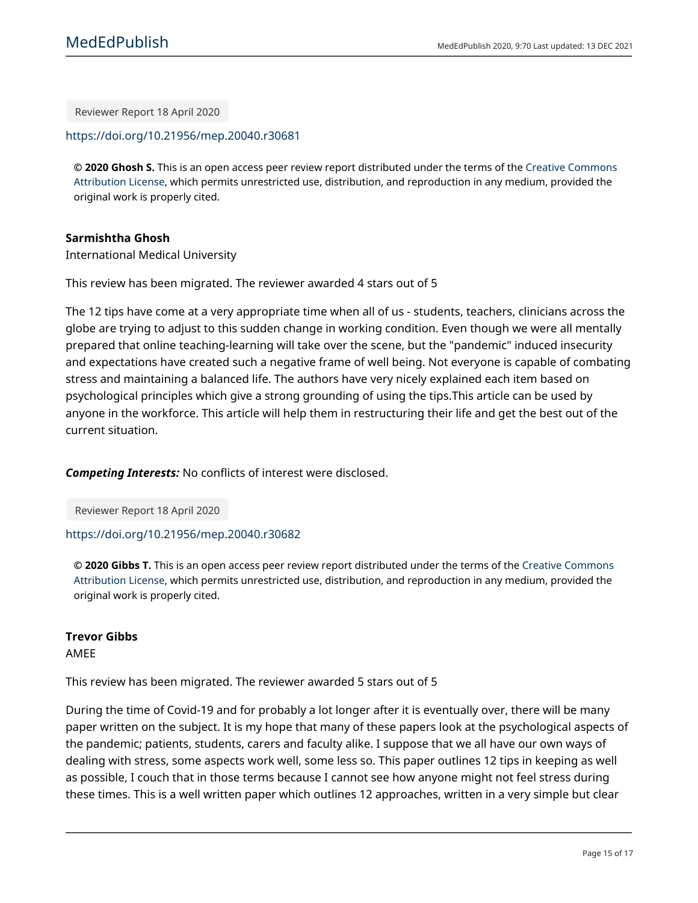Reviewer Report 18 April 2020

https://doi.org/10.21956/mep.20040.r30681

**© 2020 Ghosh S.** This is an open access peer review report distributed under the terms of the Creative Commons Attribution License, which permits unrestricted use, distribution, and reproduction in any medium, provided the original work is properly cited.

**Sarmishtha Ghosh**
International Medical University

This review has been migrated. The reviewer awarded 4 stars out of 5

The 12 tips have come at a very appropriate time when all of us - students, teachers, clinicians across the globe are trying to adjust to this sudden change in working condition. Even though we were all mentally prepared that online teaching-learning will take over the scene, but the "pandemic" induced insecurity and expectations have created such a negative frame of well being. Not everyone is capable of combating stress and maintaining a balanced life. The authors have very nicely explained each item based on psychological principles which give a strong grounding of using the tips.This article can be used by anyone in the workforce. This article will help them in restructuring their life and get the best out of the current situation.

***Competing Interests:*** No conflicts of interest were disclosed.

Reviewer Report 18 April 2020

https://doi.org/10.21956/mep.20040.r30682

**© 2020 Gibbs T.** This is an open access peer review report distributed under the terms of the Creative Commons Attribution License, which permits unrestricted use, distribution, and reproduction in any medium, provided the original work is properly cited.

**Trevor Gibbs**
AMEE

This review has been migrated. The reviewer awarded 5 stars out of 5

During the time of Covid-19 and for probably a lot longer after it is eventually over, there will be many paper written on the subject. It is my hope that many of these papers look at the psychological aspects of the pandemic; patients, students, carers and faculty alike. I suppose that we all have our own ways of dealing with stress, some aspects work well, some less so. This paper outlines 12 tips in keeping as well as possible, I couch that in those terms because I cannot see how anyone might not feel stress during these times. This is a well written paper which outlines 12 approaches, written in a very simple but clear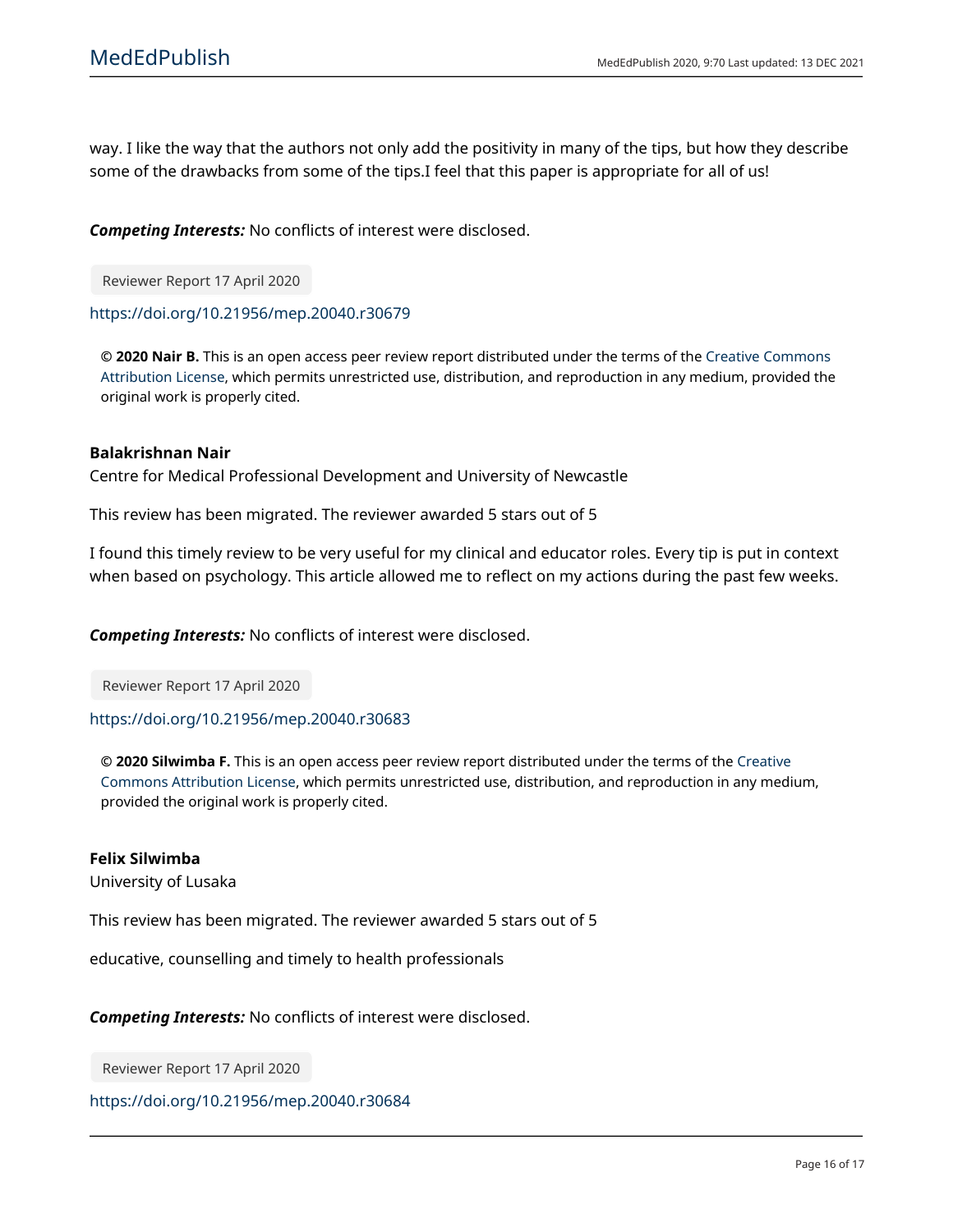way. I like the way that the authors not only add the positivity in many of the tips, but how they describe some of the drawbacks from some of the tips.I feel that this paper is appropriate for all of us!

***Competing Interests:*** No conflicts of interest were disclosed.

Reviewer Report 17 April 2020

https://doi.org/10.21956/mep.20040.r30679

**© 2020 Nair B.** This is an open access peer review report distributed under the terms of the Creative Commons Attribution License, which permits unrestricted use, distribution, and reproduction in any medium, provided the original work is properly cited.

**Balakrishnan Nair**
Centre for Medical Professional Development and University of Newcastle

This review has been migrated. The reviewer awarded 5 stars out of 5

I found this timely review to be very useful for my clinical and educator roles. Every tip is put in context when based on psychology. This article allowed me to reflect on my actions during the past few weeks.

***Competing Interests:*** No conflicts of interest were disclosed.

Reviewer Report 17 April 2020

https://doi.org/10.21956/mep.20040.r30683

**© 2020 Silwimba F.** This is an open access peer review report distributed under the terms of the Creative Commons Attribution License, which permits unrestricted use, distribution, and reproduction in any medium, provided the original work is properly cited.

**Felix Silwimba**
University of Lusaka

This review has been migrated. The reviewer awarded 5 stars out of 5

educative, counselling and timely to health professionals

***Competing Interests:*** No conflicts of interest were disclosed.

Reviewer Report 17 April 2020

https://doi.org/10.21956/mep.20040.r30684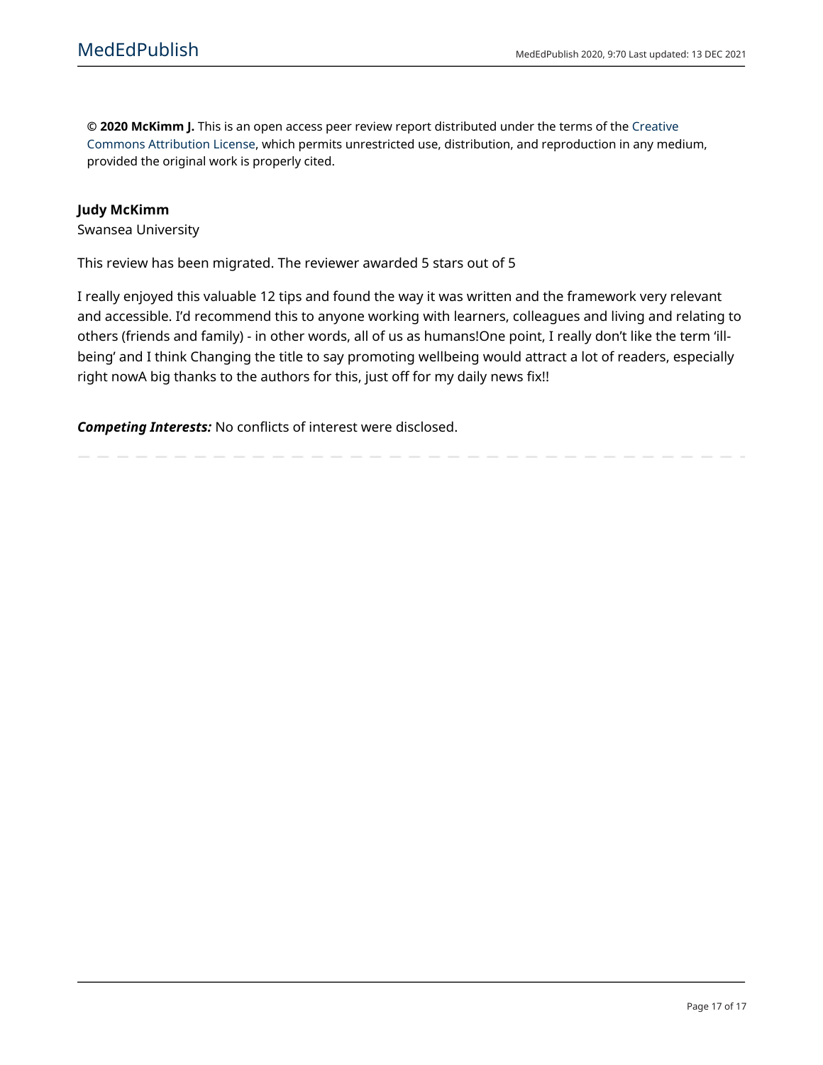**© 2020 McKimm J.** This is an open access peer review report distributed under the terms of the Creative Commons Attribution License, which permits unrestricted use, distribution, and reproduction in any medium, provided the original work is properly cited.

**Judy McKimm**

Swansea University

This review has been migrated. The reviewer awarded 5 stars out of 5

I really enjoyed this valuable 12 tips and found the way it was written and the framework very relevant and accessible. I'd recommend this to anyone working with learners, colleagues and living and relating to others (friends and family) - in other words, all of us as humans!One point, I really don't like the term 'ill-being' and I think Changing the title to say promoting wellbeing would attract a lot of readers, especially right nowA big thanks to the authors for this, just off for my daily news fix!!

***Competing Interests:*** No conflicts of interest were disclosed.